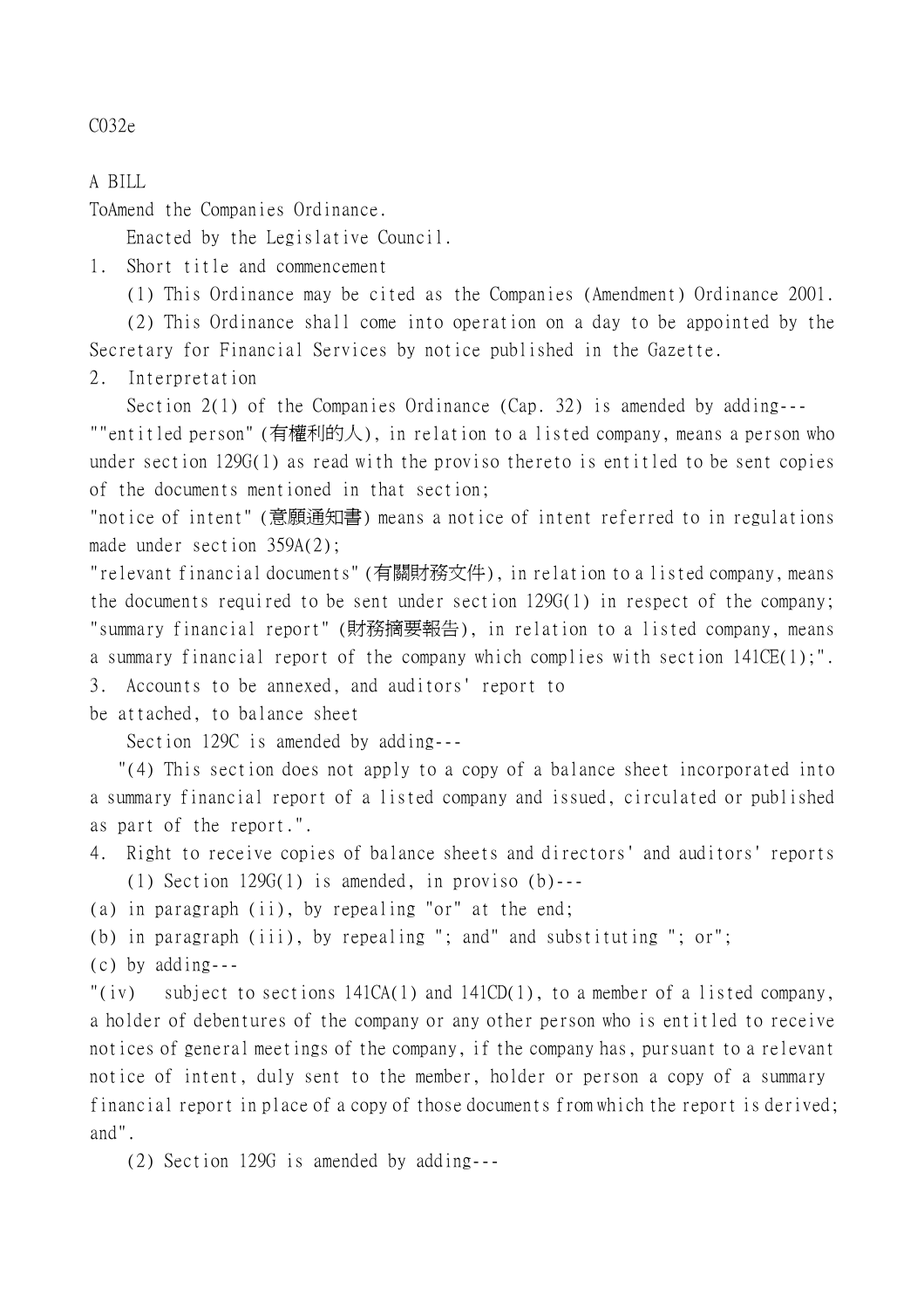C032e

A BILL

ToAmend the Companies Ordinance.

Enacted by the Legislative Council.

1. Short title and commencement

(1) This Ordinance may be cited as the Companies (Amendment) Ordinance 2001.

(2) This Ordinance shall come into operation on a day to be appointed by the Secretary for Financial Services by notice published in the Gazette.

2. Interpretation

Section 2(1) of the Companies Ordinance (Cap. 32) is amended by adding---

""entitled person" (有權利的人), in relation to a listed company, means a person who under section 129G(1) as read with the proviso thereto is entitled to be sent copies of the documents mentioned in that section;

"notice of intent" (意願通知書) means a notice of intent referred to in regulations made under section 359A(2);

"relevant financial documents" (有關財務文件), in relation to a listed company, means the documents required to be sent under section 129G(1) in respect of the company;

"summary financial report" (財務摘要報告), in relation to a listed company, means a summary financial report of the company which complies with section 141CE(1);".

3. Accounts to be annexed, and auditors' report to be attached, to balance sheet

Section 129C is amended by adding---

"(4) This section does not apply to a copy of a balance sheet incorporated into a summary financial report of a listed company and issued, circulated or published as part of the report.".

4. Right to receive copies of balance sheets and directors' and auditors' reports

(1) Section 129G(1) is amended, in proviso (b)---

(a) in paragraph (ii), by repealing "or" at the end;

(b) in paragraph (iii), by repealing "; and" and substituting "; or";

(c) by adding---

"(iv) subject to sections 141CA(1) and 141CD(1), to a member of a listed company, a holder of debentures of the company or any other person who is entitled to receive notices of general meetings of the company, if the company has, pursuant to a relevant notice of intent, duly sent to the member, holder or person a copy of a summary financial report in place of a copy of those documents from which the report is derived; and".

(2) Section 129G is amended by adding---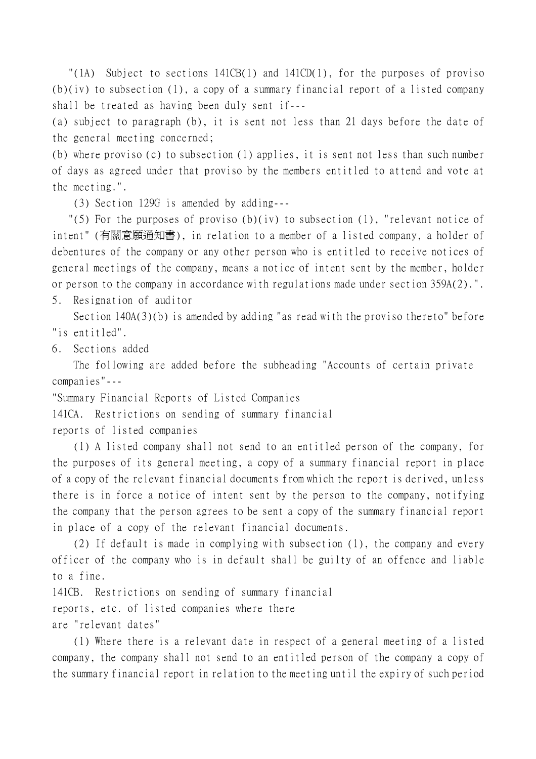"(1A) Subject to sections 141CB(1) and 141CD(1), for the purposes of proviso (b)(iv) to subsection (1), a copy of a summary financial report of a listed company shall be treated as having been duly sent if---

(a) subject to paragraph (b), it is sent not less than 21 days before the date of the general meeting concerned;

(b) where proviso (c) to subsection (1) applies, it is sent not less than such number of days as agreed under that proviso by the members entitled to attend and vote at the meeting.".

(3) Section 129G is amended by adding---

"(5) For the purposes of proviso (b)(iv) to subsection (1), "relevant notice of intent" (有關意願通知書), in relation to a member of a listed company, a holder of debentures of the company or any other person who is entitled to receive notices of general meetings of the company, means a notice of intent sent by the member, holder or person to the company in accordance with regulations made under section 359A(2).".

5. Resignation of auditor

Section 140A(3)(b) is amended by adding "as read with the proviso thereto" before "is entitled".

6. Sections added

The following are added before the subheading "Accounts of certain private companies"---

"Summary Financial Reports of Listed Companies

141CA. Restrictions on sending of summary financial reports of listed companies

(1) A listed company shall not send to an entitled person of the company, for the purposes of its general meeting, a copy of a summary financial report in place of a copy of the relevant financial documents from which the report is derived, unless there is in force a notice of intent sent by the person to the company, notifying the company that the person agrees to be sent a copy of the summary financial report in place of a copy of the relevant financial documents.

(2) If default is made in complying with subsection (1), the company and every officer of the company who is in default shall be guilty of an offence and liable to a fine.

141CB. Restrictions on sending of summary financial reports, etc. of listed companies where there are "relevant dates"

(1) Where there is a relevant date in respect of a general meeting of a listed company, the company shall not send to an entitled person of the company a copy of the summary financial report in relation to the meeting until the expiry of such period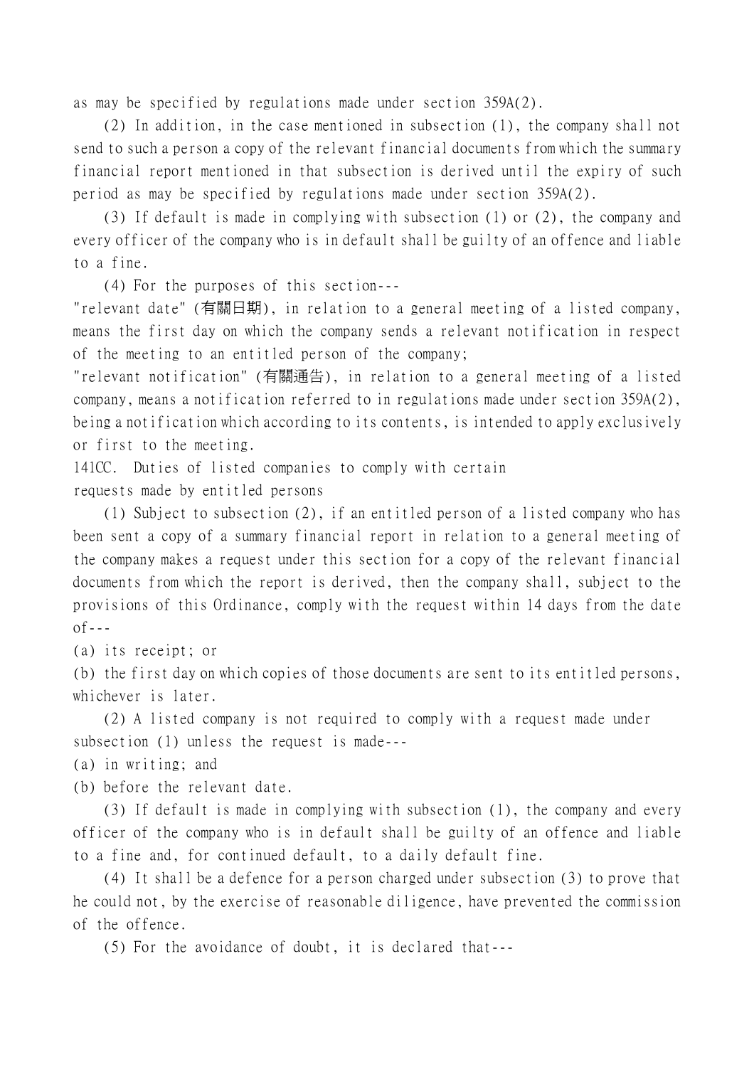as may be specified by regulations made under section 359A(2).

(2) In addition, in the case mentioned in subsection (1), the company shall not send to such a person a copy of the relevant financial documents from which the summary financial report mentioned in that subsection is derived until the expiry of such period as may be specified by regulations made under section 359A(2).

(3) If default is made in complying with subsection (1) or (2), the company and every officer of the company who is in default shall be guilty of an offence and liable to a fine.

(4) For the purposes of this section---

"relevant date" (有關日期), in relation to a general meeting of a listed company, means the first day on which the company sends a relevant notification in respect of the meeting to an entitled person of the company;

"relevant notification" (有關通告), in relation to a general meeting of a listed company, means a notification referred to in regulations made under section 359A(2), being a notification which according to its contents, is intended to apply exclusively or first to the meeting.

141CC. Duties of listed companies to comply with certain requests made by entitled persons

(1) Subject to subsection (2), if an entitled person of a listed company who has been sent a copy of a summary financial report in relation to a general meeting of the company makes a request under this section for a copy of the relevant financial documents from which the report is derived, then the company shall, subject to the provisions of this Ordinance, comply with the request within 14 days from the date of---

(a) its receipt; or

(b) the first day on which copies of those documents are sent to its entitled persons, whichever is later.

(2) A listed company is not required to comply with a request made under subsection (1) unless the request is made---

(a) in writing; and

(b) before the relevant date.

(3) If default is made in complying with subsection (1), the company and every officer of the company who is in default shall be guilty of an offence and liable to a fine and, for continued default, to a daily default fine.

(4) It shall be a defence for a person charged under subsection (3) to prove that he could not, by the exercise of reasonable diligence, have prevented the commission of the offence.

(5) For the avoidance of doubt, it is declared that---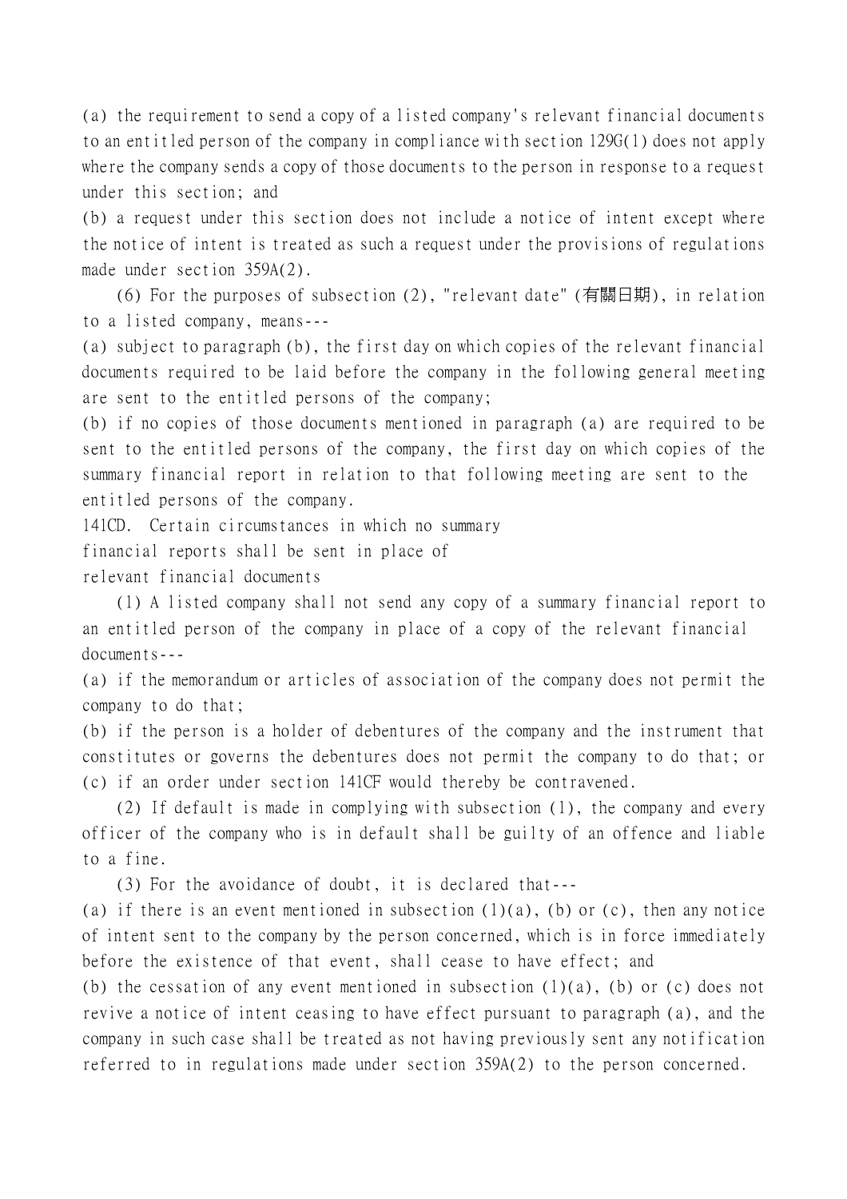(a) the requirement to send a copy of a listed company's relevant financial documents to an entitled person of the company in compliance with section 129G(1) does not apply where the company sends a copy of those documents to the person in response to a request under this section; and

(b) a request under this section does not include a notice of intent except where the notice of intent is treated as such a request under the provisions of regulations made under section 359A(2).

(6) For the purposes of subsection (2), "relevant date" (有關日期), in relation to a listed company, means---

(a) subject to paragraph (b), the first day on which copies of the relevant financial documents required to be laid before the company in the following general meeting are sent to the entitled persons of the company;

(b) if no copies of those documents mentioned in paragraph (a) are required to be sent to the entitled persons of the company, the first day on which copies of the summary financial report in relation to that following meeting are sent to the entitled persons of the company.

141CD. Certain circumstances in which no summary financial reports shall be sent in place of relevant financial documents

(1) A listed company shall not send any copy of a summary financial report to an entitled person of the company in place of a copy of the relevant financial documents---

(a) if the memorandum or articles of association of the company does not permit the company to do that;

(b) if the person is a holder of debentures of the company and the instrument that constitutes or governs the debentures does not permit the company to do that; or

(c) if an order under section 141CF would thereby be contravened.

(2) If default is made in complying with subsection (1), the company and every officer of the company who is in default shall be guilty of an offence and liable to a fine.

(3) For the avoidance of doubt, it is declared that---

(a) if there is an event mentioned in subsection (1)(a), (b) or (c), then any notice of intent sent to the company by the person concerned, which is in force immediately before the existence of that event, shall cease to have effect; and

(b) the cessation of any event mentioned in subsection (1)(a), (b) or (c) does not revive a notice of intent ceasing to have effect pursuant to paragraph (a), and the company in such case shall be treated as not having previously sent any notification referred to in regulations made under section 359A(2) to the person concerned.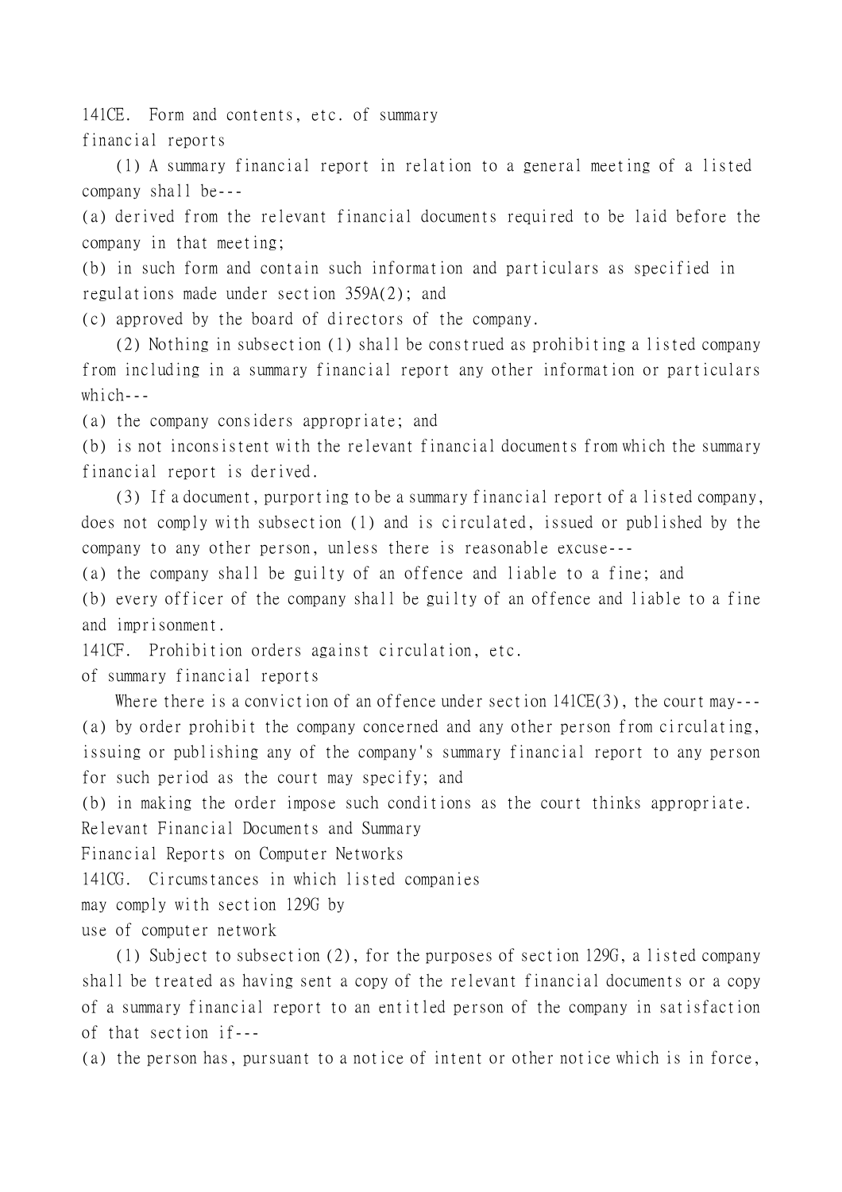### 141CE. Form and contents, etc. of summary financial reports

(1) A summary financial report in relation to a general meeting of a listed company shall be---

(a) derived from the relevant financial documents required to be laid before the company in that meeting;

(b) in such form and contain such information and particulars as specified in regulations made under section 359A(2); and

(c) approved by the board of directors of the company.

(2) Nothing in subsection (1) shall be construed as prohibiting a listed company from including in a summary financial report any other information or particulars which---

(a) the company considers appropriate; and

(b) is not inconsistent with the relevant financial documents from which the summary financial report is derived.

(3) If a document, purporting to be a summary financial report of a listed company, does not comply with subsection (1) and is circulated, issued or published by the company to any other person, unless there is reasonable excuse---

(a) the company shall be guilty of an offence and liable to a fine; and

(b) every officer of the company shall be guilty of an offence and liable to a fine and imprisonment.

### 141CF. Prohibition orders against circulation, etc. of summary financial reports

Where there is a conviction of an offence under section 141CE(3), the court may---

(a) by order prohibit the company concerned and any other person from circulating, issuing or publishing any of the company's summary financial report to any person for such period as the court may specify; and

(b) in making the order impose such conditions as the court thinks appropriate.

## Relevant Financial Documents and Summary Financial Reports on Computer Networks

### 141CG. Circumstances in which listed companies may comply with section 129G by use of computer network

(1) Subject to subsection (2), for the purposes of section 129G, a listed company shall be treated as having sent a copy of the relevant financial documents or a copy of a summary financial report to an entitled person of the company in satisfaction of that section if---

(a) the person has, pursuant to a notice of intent or other notice which is in force,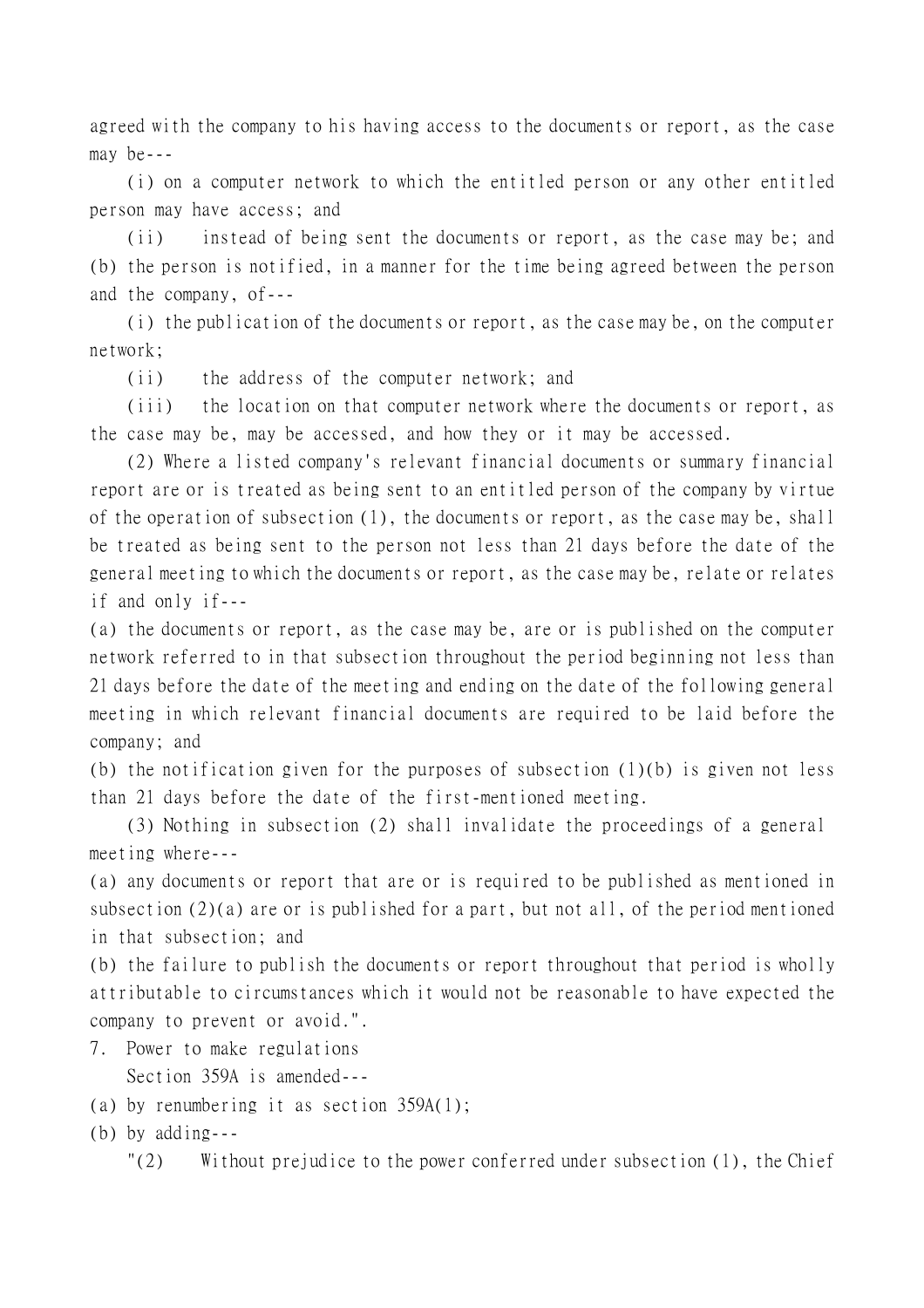agreed with the company to his having access to the documents or report, as the case may be---

(i) on a computer network to which the entitled person or any other entitled person may have access; and

(ii) instead of being sent the documents or report, as the case may be; and

(b) the person is notified, in a manner for the time being agreed between the person and the company, of---

(i) the publication of the documents or report, as the case may be, on the computer network;

(ii) the address of the computer network; and

(iii) the location on that computer network where the documents or report, as the case may be, may be accessed, and how they or it may be accessed.

(2) Where a listed company's relevant financial documents or summary financial report are or is treated as being sent to an entitled person of the company by virtue of the operation of subsection (1), the documents or report, as the case may be, shall be treated as being sent to the person not less than 21 days before the date of the general meeting to which the documents or report, as the case may be, relate or relates if and only if---

(a) the documents or report, as the case may be, are or is published on the computer network referred to in that subsection throughout the period beginning not less than 21 days before the date of the meeting and ending on the date of the following general meeting in which relevant financial documents are required to be laid before the company; and

(b) the notification given for the purposes of subsection (1)(b) is given not less than 21 days before the date of the first-mentioned meeting.

(3) Nothing in subsection (2) shall invalidate the proceedings of a general meeting where---

(a) any documents or report that are or is required to be published as mentioned in subsection (2)(a) are or is published for a part, but not all, of the period mentioned in that subsection; and

(b) the failure to publish the documents or report throughout that period is wholly attributable to circumstances which it would not be reasonable to have expected the company to prevent or avoid.".

7. Power to make regulations

Section 359A is amended---

(a) by renumbering it as section 359A(1);

(b) by adding---

"(2) Without prejudice to the power conferred under subsection (1), the Chief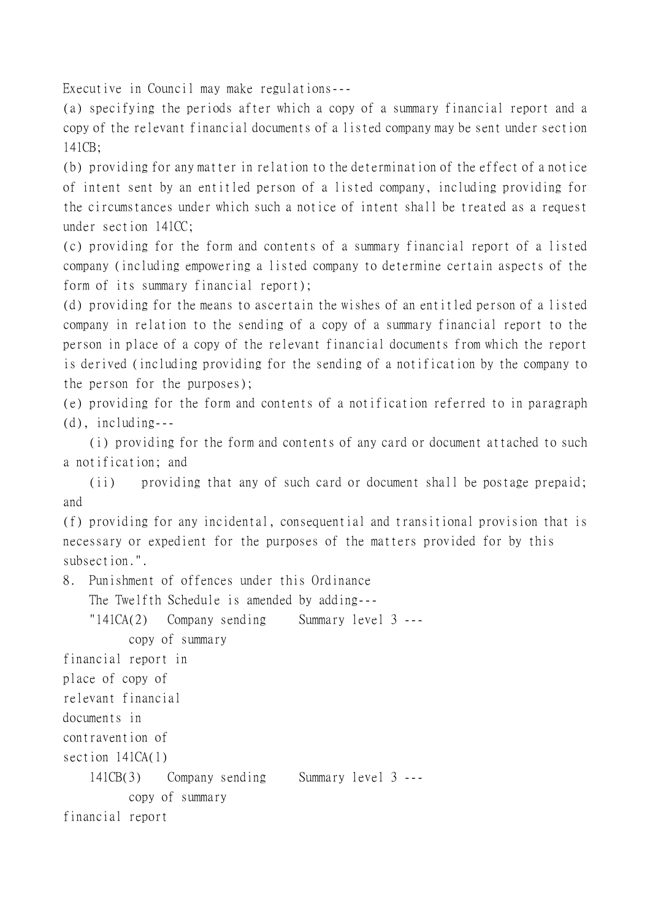Executive in Council may make regulations---

(a) specifying the periods after which a copy of a summary financial report and a copy of the relevant financial documents of a listed company may be sent under section 141CB;

(b) providing for any matter in relation to the determination of the effect of a notice of intent sent by an entitled person of a listed company, including providing for the circumstances under which such a notice of intent shall be treated as a request under section 141CC;

(c) providing for the form and contents of a summary financial report of a listed company (including empowering a listed company to determine certain aspects of the form of its summary financial report);

(d) providing for the means to ascertain the wishes of an entitled person of a listed company in relation to the sending of a copy of a summary financial report to the person in place of a copy of the relevant financial documents from which the report is derived (including providing for the sending of a notification by the company to the person for the purposes);

(e) providing for the form and contents of a notification referred to in paragraph (d), including---

(i) providing for the form and contents of any card or document attached to such a notification; and

(ii) providing that any of such card or document shall be postage prepaid; and

(f) providing for any incidental, consequential and transitional provision that is necessary or expedient for the purposes of the matters provided for by this subsection.".

8. Punishment of offences under this Ordinance

The Twelfth Schedule is amended by adding---

| | | |
|---|---|---|
| "141CA(2) | Company sending copy of summary financial report in place of copy of relevant financial documents in contravention of section 141CA(1) | Summary level 3 --- |
| 141CB(3) | Company sending copy of summary financial report | Summary level 3 --- |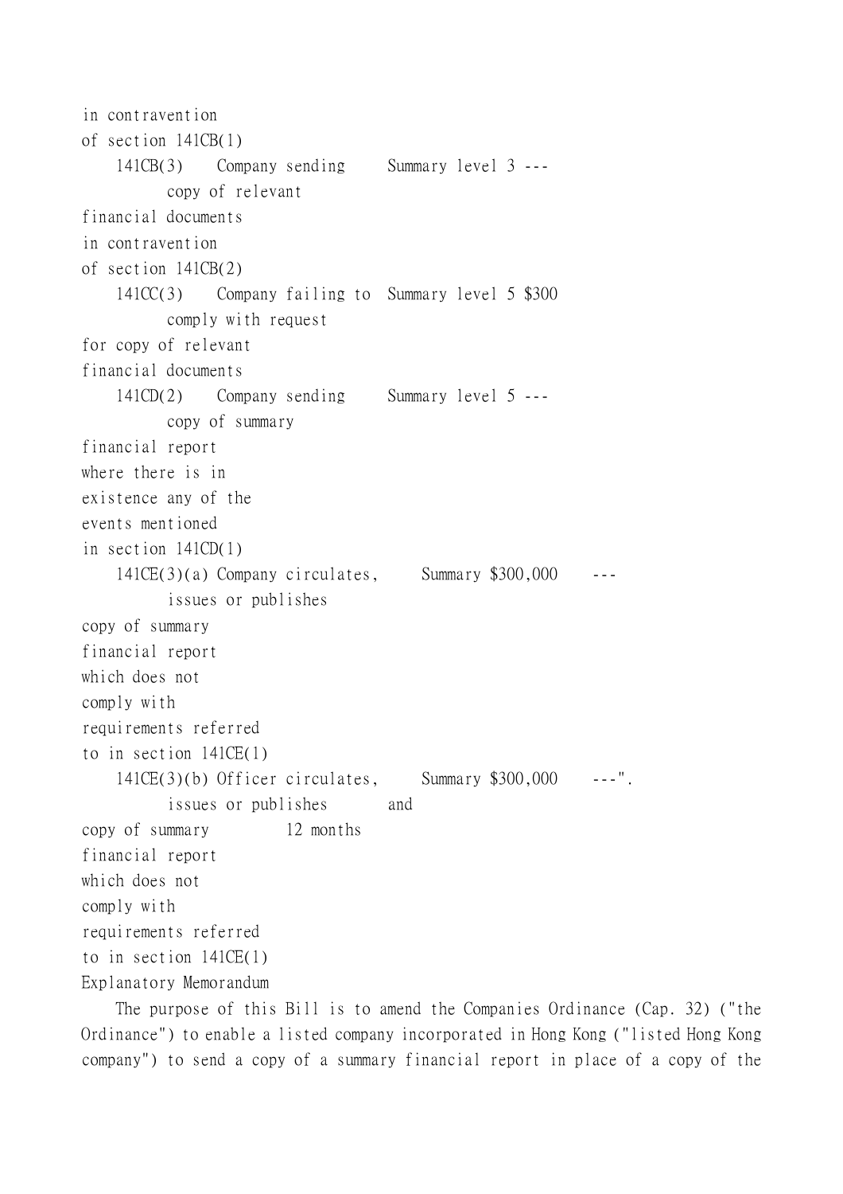| Section | Offence | Mode of prosecution | Penalty | Daily default fine |
|---|---|---|---|---|
| | in contravention of section 141CB(1) | | | |
| 141CB(3) | Company sending copy of relevant financial documents in contravention of section 141CB(2) | Summary | level 3 | --- |
| 141CC(3) | Company failing to comply with request for copy of relevant financial documents | Summary | level 5 | $300 |
| 141CD(2) | Company sending copy of summary financial report where there is in existence any of the events mentioned in section 141CD(1) | Summary | level 5 | --- |
| 141CE(3)(a) | Company circulates, issues or publishes copy of summary financial report which does not comply with requirements referred to in section 141CE(1) | Summary | $300,000 | --- |
| 141CE(3)(b) | Officer circulates, issues or publishes copy of summary financial report which does not comply with requirements referred to in section 141CE(1) | Summary | $300,000 and 12 months | ---". |

Explanatory Memorandum

The purpose of this Bill is to amend the Companies Ordinance (Cap. 32) ("the Ordinance") to enable a listed company incorporated in Hong Kong ("listed Hong Kong company") to send a copy of a summary financial report in place of a copy of the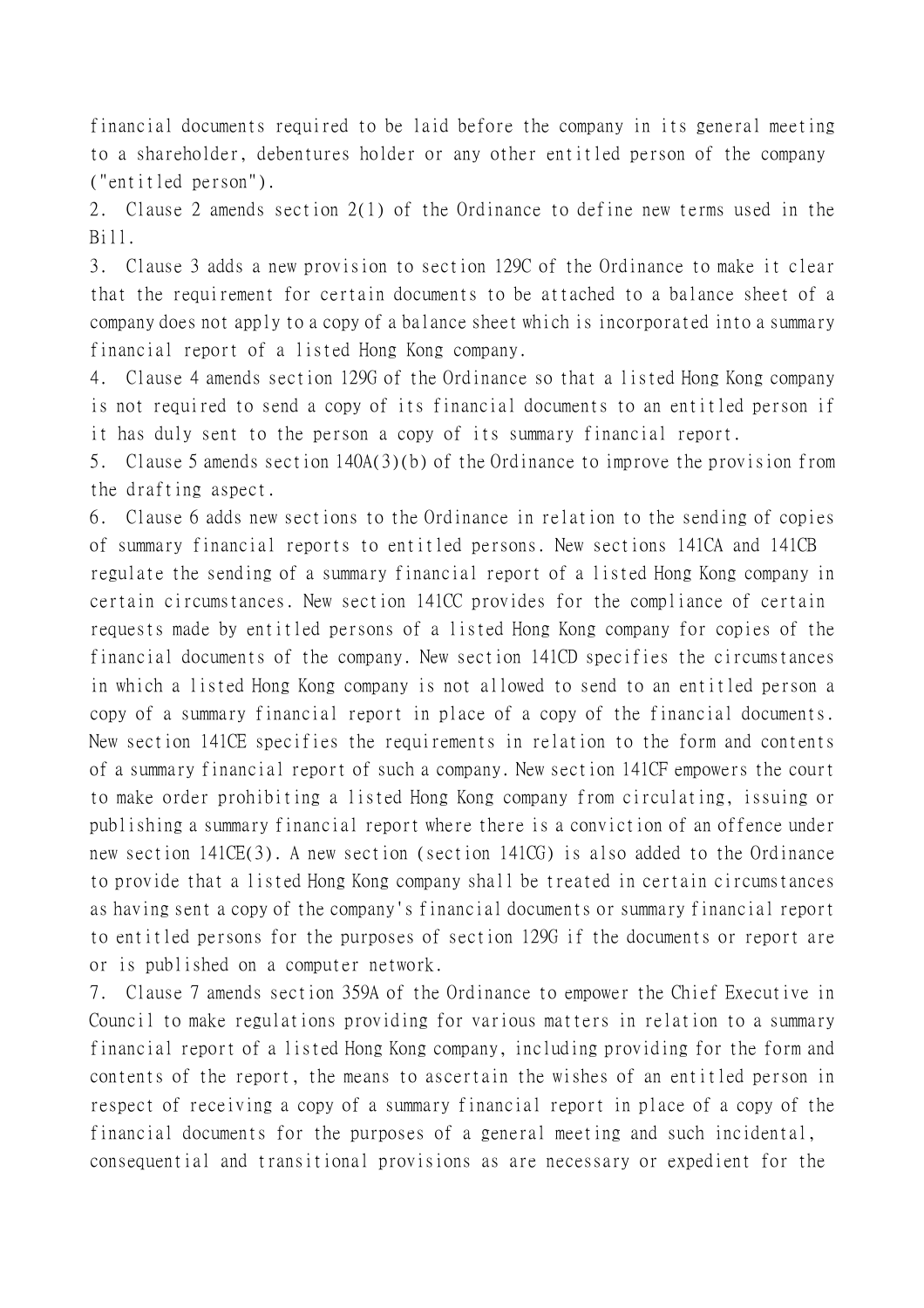financial documents required to be laid before the company in its general meeting to a shareholder, debentures holder or any other entitled person of the company ("entitled person").

2. Clause 2 amends section 2(1) of the Ordinance to define new terms used in the Bill.

3. Clause 3 adds a new provision to section 129C of the Ordinance to make it clear that the requirement for certain documents to be attached to a balance sheet of a company does not apply to a copy of a balance sheet which is incorporated into a summary financial report of a listed Hong Kong company.

4. Clause 4 amends section 129G of the Ordinance so that a listed Hong Kong company is not required to send a copy of its financial documents to an entitled person if it has duly sent to the person a copy of its summary financial report.

5. Clause 5 amends section 140A(3)(b) of the Ordinance to improve the provision from the drafting aspect.

6. Clause 6 adds new sections to the Ordinance in relation to the sending of copies of summary financial reports to entitled persons. New sections 141CA and 141CB regulate the sending of a summary financial report of a listed Hong Kong company in certain circumstances. New section 141CC provides for the compliance of certain requests made by entitled persons of a listed Hong Kong company for copies of the financial documents of the company. New section 141CD specifies the circumstances in which a listed Hong Kong company is not allowed to send to an entitled person a copy of a summary financial report in place of a copy of the financial documents. New section 141CE specifies the requirements in relation to the form and contents of a summary financial report of such a company. New section 141CF empowers the court to make order prohibiting a listed Hong Kong company from circulating, issuing or publishing a summary financial report where there is a conviction of an offence under new section 141CE(3). A new section (section 141CG) is also added to the Ordinance to provide that a listed Hong Kong company shall be treated in certain circumstances as having sent a copy of the company's financial documents or summary financial report to entitled persons for the purposes of section 129G if the documents or report are or is published on a computer network.

7. Clause 7 amends section 359A of the Ordinance to empower the Chief Executive in Council to make regulations providing for various matters in relation to a summary financial report of a listed Hong Kong company, including providing for the form and contents of the report, the means to ascertain the wishes of an entitled person in respect of receiving a copy of a summary financial report in place of a copy of the financial documents for the purposes of a general meeting and such incidental, consequential and transitional provisions as are necessary or expedient for the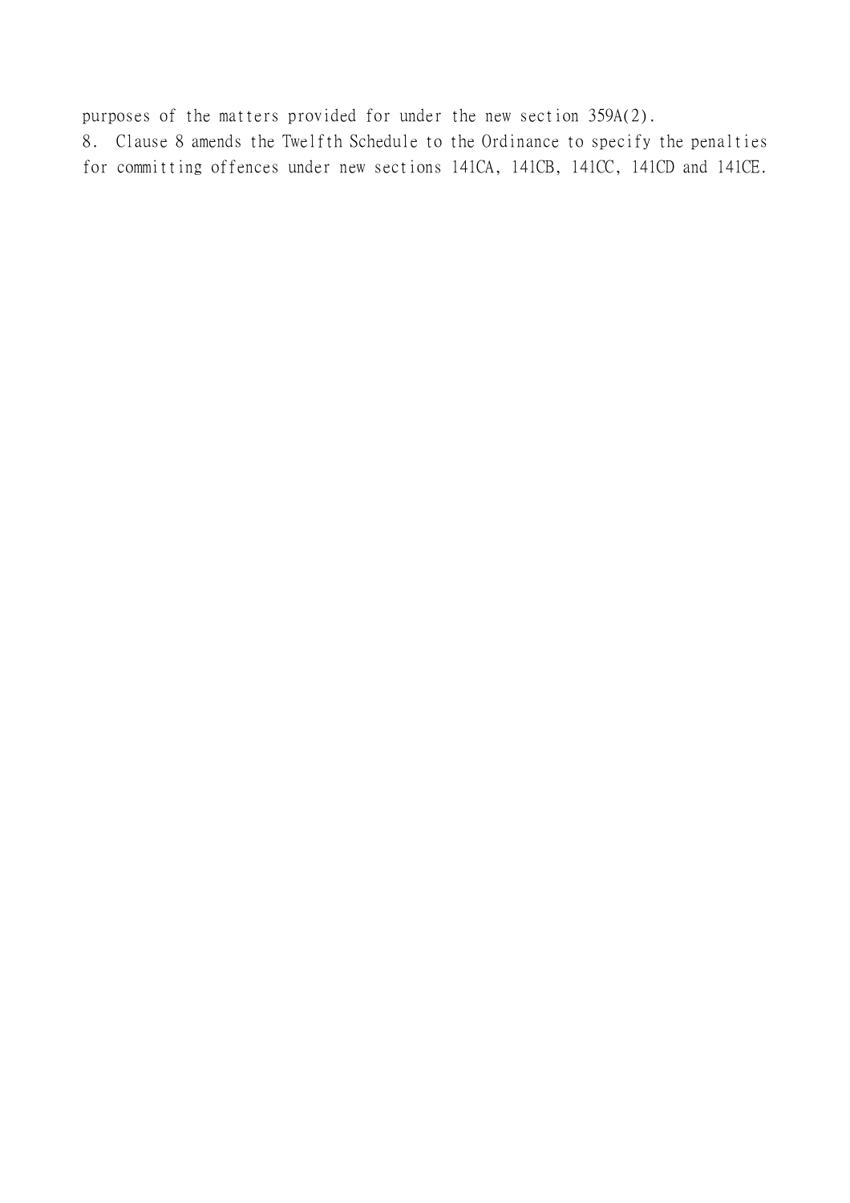purposes of the matters provided for under the new section 359A(2).

8. Clause 8 amends the Twelfth Schedule to the Ordinance to specify the penalties for committing offences under new sections 141CA, 141CB, 141CC, 141CD and 141CE.